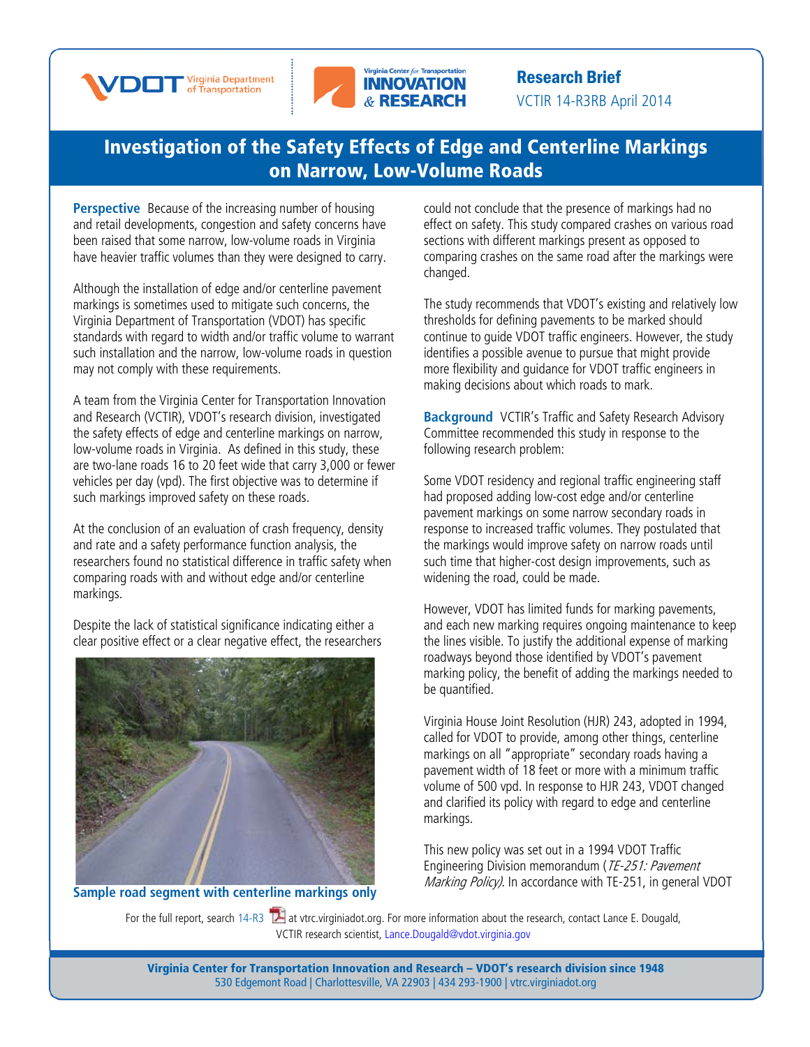Research Brief

VCTIR 14-R3RB April 2014

# Investigation of the Safety Effects of Edge and Centerline Markings on Narrow, Low-Volume Roads

**Perspective** Because of the increasing number of housing and retail developments, congestion and safety concerns have been raised that some narrow, low-volume roads in Virginia have heavier traffic volumes than they were designed to carry.

Although the installation of edge and/or centerline pavement markings is sometimes used to mitigate such concerns, the Virginia Department of Transportation (VDOT) has specific standards with regard to width and/or traffic volume to warrant such installation and the narrow, low-volume roads in question may not comply with these requirements.

A team from the Virginia Center for Transportation Innovation and Research (VCTIR), VDOT's research division, investigated the safety effects of edge and centerline markings on narrow, low-volume roads in Virginia. As defined in this study, these are two-lane roads 16 to 20 feet wide that carry 3,000 or fewer vehicles per day (vpd). The first objective was to determine if such markings improved safety on these roads.

At the conclusion of an evaluation of crash frequency, density and rate and a safety performance function analysis, the researchers found no statistical difference in traffic safety when comparing roads with and without edge and/or centerline markings.

Despite the lack of statistical significance indicating either a clear positive effect or a clear negative effect, the researchers could not conclude that the presence of markings had no effect on safety. This study compared crashes on various road sections with different markings present as opposed to comparing crashes on the same road after the markings were changed.

**Sample road segment with centerline markings only**

The study recommends that VDOT's existing and relatively low thresholds for defining pavements to be marked should continue to guide VDOT traffic engineers. However, the study identifies a possible avenue to pursue that might provide more flexibility and guidance for VDOT traffic engineers in making decisions about which roads to mark.

**Background** VCTIR's Traffic and Safety Research Advisory Committee recommended this study in response to the following research problem:

Some VDOT residency and regional traffic engineering staff had proposed adding low-cost edge and/or centerline pavement markings on some narrow secondary roads in response to increased traffic volumes. They postulated that the markings would improve safety on narrow roads until such time that higher-cost design improvements, such as widening the road, could be made.

However, VDOT has limited funds for marking pavements, and each new marking requires ongoing maintenance to keep the lines visible. To justify the additional expense of marking roadways beyond those identified by VDOT's pavement marking policy, the benefit of adding the markings needed to be quantified.

Virginia House Joint Resolution (HJR) 243, adopted in 1994, called for VDOT to provide, among other things, centerline markings on all "appropriate" secondary roads having a pavement width of 18 feet or more with a minimum traffic volume of 500 vpd. In response to HJR 243, VDOT changed and clarified its policy with regard to edge and centerline markings.

This new policy was set out in a 1994 VDOT Traffic Engineering Division memorandum (*TE-251: Pavement Marking Policy*). In accordance with TE-251, in general VDOT

For the full report, search 14-R3 at vtrc.virginiadot.org. For more information about the research, contact Lance E. Dougald, VCTIR research scientist, Lance.Dougald@vdot.virginia.gov

**Virginia Center for Transportation Innovation and Research – VDOT's research division since 1948**
530 Edgemont Road | Charlottesville, VA 22903 | 434 293-1900 | vtrc.virginiadot.org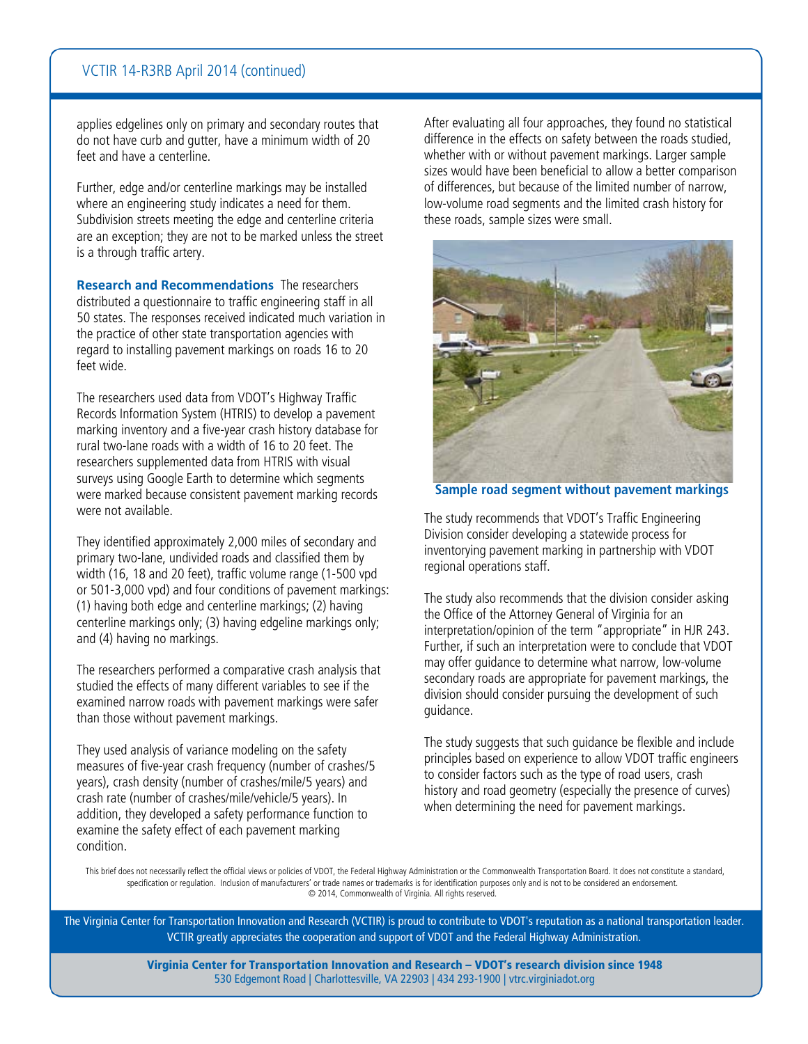applies edgelines only on primary and secondary routes that do not have curb and gutter, have a minimum width of 20 feet and have a centerline.

Further, edge and/or centerline markings may be installed where an engineering study indicates a need for them. Subdivision streets meeting the edge and centerline criteria are an exception; they are not to be marked unless the street is a through traffic artery.

**Research and Recommendations** The researchers distributed a questionnaire to traffic engineering staff in all 50 states. The responses received indicated much variation in the practice of other state transportation agencies with regard to installing pavement markings on roads 16 to 20 feet wide.

The researchers used data from VDOT's Highway Traffic Records Information System (HTRIS) to develop a pavement marking inventory and a five-year crash history database for rural two-lane roads with a width of 16 to 20 feet. The researchers supplemented data from HTRIS with visual surveys using Google Earth to determine which segments were marked because consistent pavement marking records were not available.

They identified approximately 2,000 miles of secondary and primary two-lane, undivided roads and classified them by width (16, 18 and 20 feet), traffic volume range (1-500 vpd or 501-3,000 vpd) and four conditions of pavement markings: (1) having both edge and centerline markings; (2) having centerline markings only; (3) having edgeline markings only; and (4) having no markings.

The researchers performed a comparative crash analysis that studied the effects of many different variables to see if the examined narrow roads with pavement markings were safer than those without pavement markings.

They used analysis of variance modeling on the safety measures of five-year crash frequency (number of crashes/5 years), crash density (number of crashes/mile/5 years) and crash rate (number of crashes/mile/vehicle/5 years). In addition, they developed a safety performance function to examine the safety effect of each pavement marking condition.

After evaluating all four approaches, they found no statistical difference in the effects on safety between the roads studied, whether with or without pavement markings. Larger sample sizes would have been beneficial to allow a better comparison of differences, but because of the limited number of narrow, low-volume road segments and the limited crash history for these roads, sample sizes were small.

Sample road segment without pavement markings

The study recommends that VDOT's Traffic Engineering Division consider developing a statewide process for inventorying pavement marking in partnership with VDOT regional operations staff.

The study also recommends that the division consider asking the Office of the Attorney General of Virginia for an interpretation/opinion of the term "appropriate" in HJR 243. Further, if such an interpretation were to conclude that VDOT may offer guidance to determine what narrow, low-volume secondary roads are appropriate for pavement markings, the division should consider pursuing the development of such guidance.

The study suggests that such guidance be flexible and include principles based on experience to allow VDOT traffic engineers to consider factors such as the type of road users, crash history and road geometry (especially the presence of curves) when determining the need for pavement markings.

This brief does not necessarily reflect the official views or policies of VDOT, the Federal Highway Administration or the Commonwealth Transportation Board. It does not constitute a standard, specification or regulation. Inclusion of manufacturers' or trade names or trademarks is for identification purposes only and is not to be considered an endorsement.
© 2014, Commonwealth of Virginia. All rights reserved.

The Virginia Center for Transportation Innovation and Research (VCTIR) is proud to contribute to VDOT's reputation as a national transportation leader. VCTIR greatly appreciates the cooperation and support of VDOT and the Federal Highway Administration.

**Virginia Center for Transportation Innovation and Research – VDOT's research division since 1948**
530 Edgemont Road | Charlottesville, VA 22903 | 434 293-1900 | vtrc.virginiadot.org